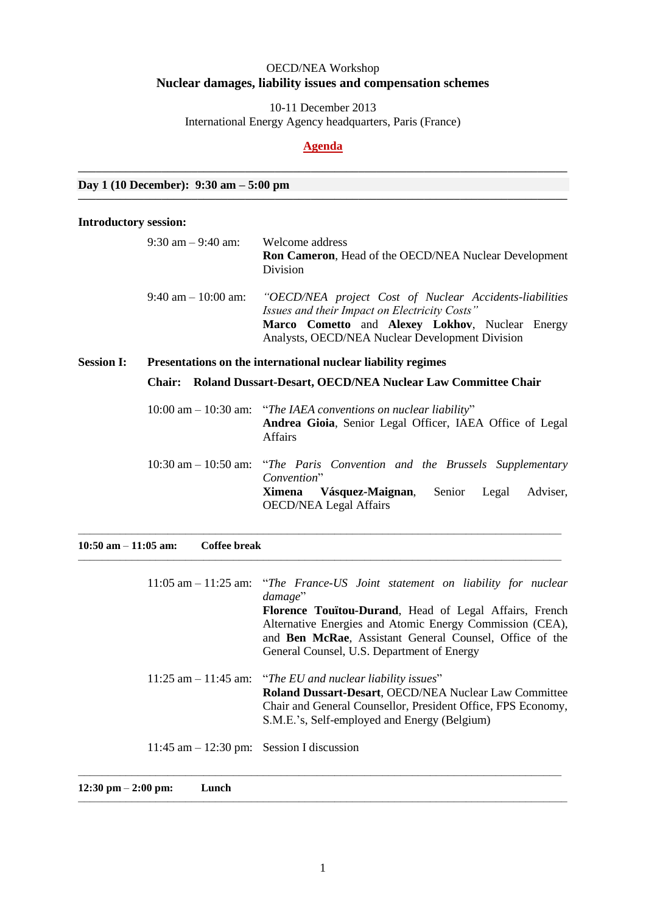OECD/NEA Workshop

# Nuclear damages, liability issues and compensation schemes

10-11 December 2013

International Energy Agency headquarters, Paris (France)

## Agenda

---

### Day 1 (10 December): 9:30 am – 5:00 pm

---

**Introductory session:**

9:30 am – 9:40 am: Welcome address
**Ron Cameron**, Head of the OECD/NEA Nuclear Development Division

9:40 am – 10:00 am: *"OECD/NEA project Cost of Nuclear Accidents-liabilities Issues and their Impact on Electricity Costs"*
**Marco Cometto** and **Alexey Lokhov**, Nuclear Energy Analysts, OECD/NEA Nuclear Development Division

**Session I: Presentations on the international nuclear liability regimes**

**Chair: Roland Dussart-Desart, OECD/NEA Nuclear Law Committee Chair**

10:00 am – 10:30 am: "*The IAEA conventions on nuclear liability*"
**Andrea Gioia**, Senior Legal Officer, IAEA Office of Legal Affairs

10:30 am – 10:50 am: "*The Paris Convention and the Brussels Supplementary Convention*"
**Ximena Vásquez-Maignan**, Senior Legal Adviser, OECD/NEA Legal Affairs

---

**10:50 am – 11:05 am: Coffee break**

---

11:05 am – 11:25 am: "*The France-US Joint statement on liability for nuclear damage*"
**Florence Touïtou-Durand**, Head of Legal Affairs, French Alternative Energies and Atomic Energy Commission (CEA), and **Ben McRae**, Assistant General Counsel, Office of the General Counsel, U.S. Department of Energy

11:25 am – 11:45 am: "*The EU and nuclear liability issues*"
**Roland Dussart-Desart**, OECD/NEA Nuclear Law Committee Chair and General Counsellor, President Office, FPS Economy, S.M.E.'s, Self-employed and Energy (Belgium)

11:45 am – 12:30 pm: Session I discussion

---

**12:30 pm – 2:00 pm: Lunch**

---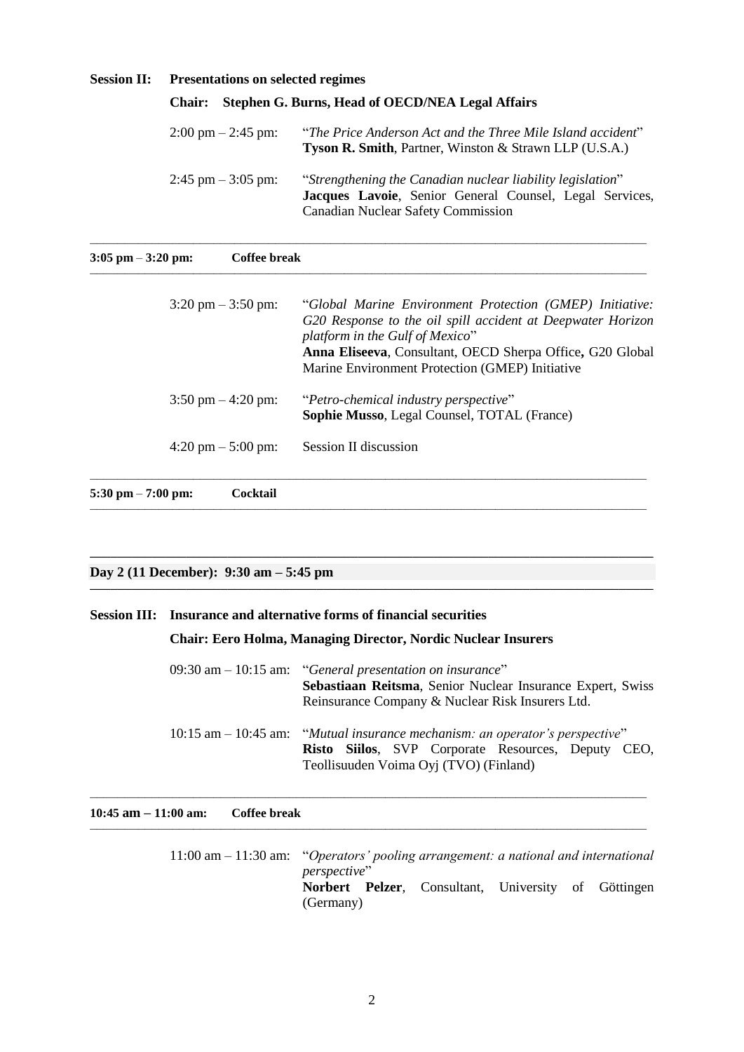**Session II: Presentations on selected regimes**

**Chair: Stephen G. Burns, Head of OECD/NEA Legal Affairs**

2:00 pm – 2:45 pm: "*The Price Anderson Act and the Three Mile Island accident*"
**Tyson R. Smith**, Partner, Winston & Strawn LLP (U.S.A.)

2:45 pm – 3:05 pm: "*Strengthening the Canadian nuclear liability legislation*"
**Jacques Lavoie**, Senior General Counsel, Legal Services, Canadian Nuclear Safety Commission

---

**3:05 pm – 3:20 pm: Coffee break**

---

3:20 pm – 3:50 pm: "*Global Marine Environment Protection (GMEP) Initiative: G20 Response to the oil spill accident at Deepwater Horizon platform in the Gulf of Mexico*"
**Anna Eliseeva**, Consultant, OECD Sherpa Office**,** G20 Global Marine Environment Protection (GMEP) Initiative

3:50 pm – 4:20 pm: "*Petro-chemical industry perspective*"
**Sophie Musso**, Legal Counsel, TOTAL (France)

4:20 pm – 5:00 pm: Session II discussion

---

**5:30 pm – 7:00 pm: Cocktail**

---

**Day 2 (11 December): 9:30 am – 5:45 pm**

---

**Session III: Insurance and alternative forms of financial securities**

**Chair: Eero Holma, Managing Director, Nordic Nuclear Insurers**

09:30 am – 10:15 am: "*General presentation on insurance*"
**Sebastiaan Reitsma**, Senior Nuclear Insurance Expert, Swiss Reinsurance Company & Nuclear Risk Insurers Ltd.

10:15 am – 10:45 am: "*Mutual insurance mechanism: an operator's perspective*"
**Risto Siilos**, SVP Corporate Resources, Deputy CEO, Teollisuuden Voima Oyj (TVO) (Finland)

---

**10:45 am – 11:00 am: Coffee break**

---

11:00 am – 11:30 am: "*Operators' pooling arrangement: a national and international perspective*"
**Norbert Pelzer**, Consultant, University of Göttingen (Germany)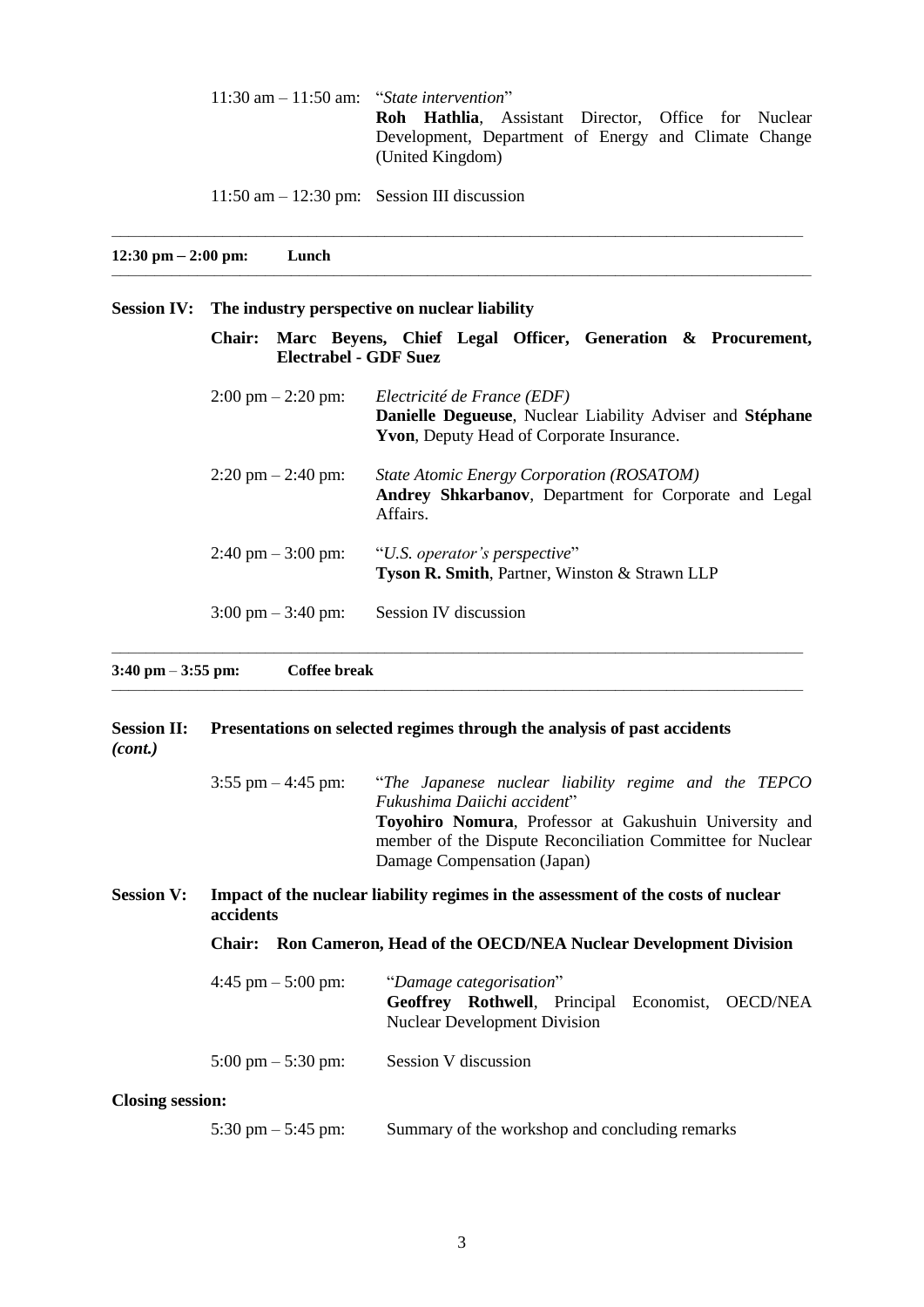11:30 am – 11:50 am: "*State intervention*"
**Roh Hathlia**, Assistant Director, Office for Nuclear Development, Department of Energy and Climate Change (United Kingdom)

11:50 am – 12:30 pm: Session III discussion

---

**12:30 pm – 2:00 pm: Lunch**

---

**Session IV: The industry perspective on nuclear liability**

**Chair: Marc Beyens, Chief Legal Officer, Generation & Procurement, Electrabel - GDF Suez**

2:00 pm – 2:20 pm: *Electricité de France (EDF)*
**Danielle Degueuse**, Nuclear Liability Adviser and **Stéphane Yvon**, Deputy Head of Corporate Insurance.

2:20 pm – 2:40 pm: *State Atomic Energy Corporation (ROSATOM)*
**Andrey Shkarbanov**, Department for Corporate and Legal Affairs.

2:40 pm – 3:00 pm: "*U.S. operator's perspective*"
**Tyson R. Smith**, Partner, Winston & Strawn LLP

3:00 pm – 3:40 pm: Session IV discussion

---

**3:40 pm – 3:55 pm: Coffee break**

---

**Session II: *(cont.)* Presentations on selected regimes through the analysis of past accidents**

3:55 pm – 4:45 pm: "*The Japanese nuclear liability regime and the TEPCO Fukushima Daiichi accident*"
**Toyohiro Nomura**, Professor at Gakushuin University and member of the Dispute Reconciliation Committee for Nuclear Damage Compensation (Japan)

**Session V: Impact of the nuclear liability regimes in the assessment of the costs of nuclear accidents**

**Chair: Ron Cameron, Head of the OECD/NEA Nuclear Development Division**

4:45 pm – 5:00 pm: "*Damage categorisation*"
**Geoffrey Rothwell**, Principal Economist, OECD/NEA Nuclear Development Division

5:00 pm – 5:30 pm: Session V discussion

**Closing session:**

5:30 pm – 5:45 pm: Summary of the workshop and concluding remarks